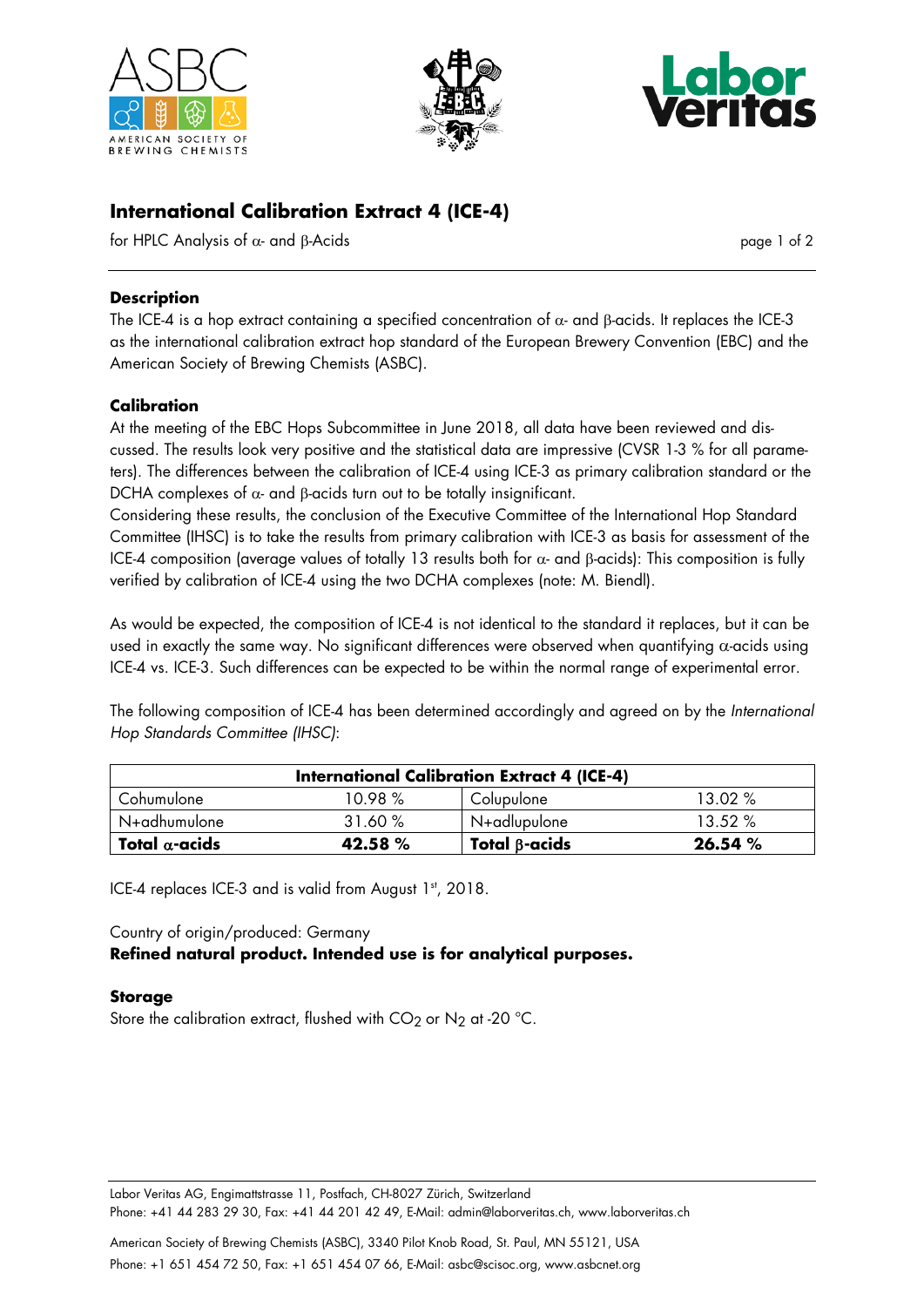# International Calibration Extract 4 (ICE-4)

for HPLC Analysis of α- and β-Acids

## Description

The ICE-4 is a hop extract containing a specified concentration of α- and β-acids. It replaces the ICE-3 as the international calibration extract hop standard of the European Brewery Convention (EBC) and the American Society of Brewing Chemists (ASBC).

## Calibration

At the meeting of the EBC Hops Subcommittee in June 2018, all data have been reviewed and discussed. The results look very positive and the statistical data are impressive (CVSR 1-3 % for all parameters). The differences between the calibration of ICE-4 using ICE-3 as primary calibration standard or the DCHA complexes of α- and β-acids turn out to be totally insignificant.

Considering these results, the conclusion of the Executive Committee of the International Hop Standard Committee (IHSC) is to take the results from primary calibration with ICE-3 as basis for assessment of the ICE-4 composition (average values of totally 13 results both for α- and β-acids): This composition is fully verified by calibration of ICE-4 using the two DCHA complexes (note: M. Biendl).

As would be expected, the composition of ICE-4 is not identical to the standard it replaces, but it can be used in exactly the same way. No significant differences were observed when quantifying α-acids using ICE-4 vs. ICE-3. Such differences can be expected to be within the normal range of experimental error.

The following composition of ICE-4 has been determined accordingly and agreed on by the *International Hop Standards Committee (IHSC)*:

| **International Calibration Extract 4 (ICE-4)** | | | |
|---|---|---|---|
| Cohumulone | 10.98 % | Colupulone | 13.02 % |
| N+adhumulone | 31.60 % | N+adlupulone | 13.52 % |
| **Total α-acids** | **42.58 %** | **Total β-acids** | **26.54 %** |

ICE-4 replaces ICE-3 and is valid from August 1st, 2018.

Country of origin/produced: Germany

**Refined natural product. Intended use is for analytical purposes.**

## Storage

Store the calibration extract, flushed with $CO_2$ or $N_2$ at -20 °C.

Labor Veritas AG, Engimattstrasse 11, Postfach, CH-8027 Zürich, Switzerland
Phone: +41 44 283 29 30, Fax: +41 44 201 42 49, E-Mail: admin@laborveritas.ch, www.laborveritas.ch

American Society of Brewing Chemists (ASBC), 3340 Pilot Knob Road, St. Paul, MN 55121, USA
Phone: +1 651 454 72 50, Fax: +1 651 454 07 66, E-Mail: asbc@scisoc.org, www.asbcnet.org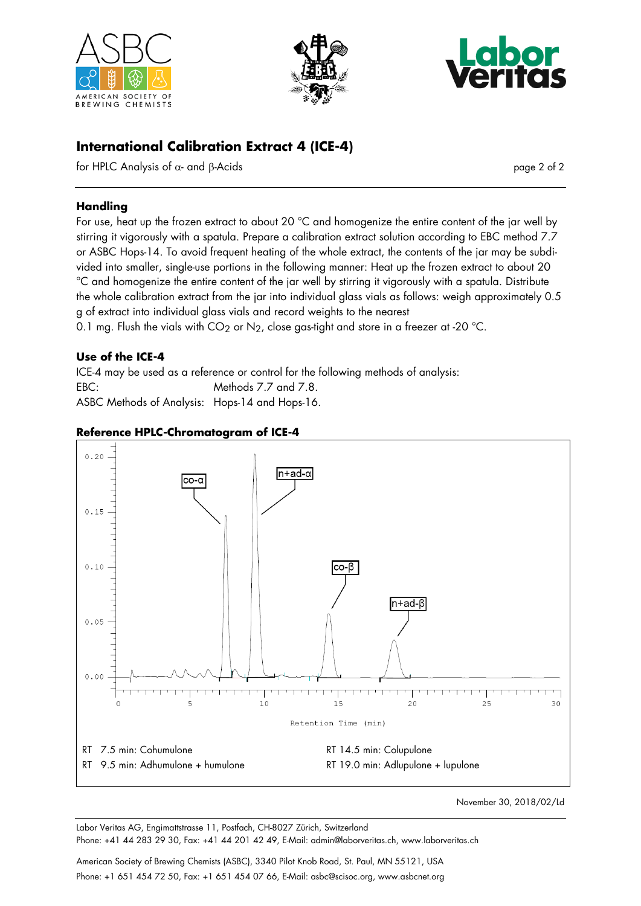# International Calibration Extract 4 (ICE-4)

for HPLC Analysis of α- and β-Acids

## Handling

For use, heat up the frozen extract to about 20 °C and homogenize the entire content of the jar well by stirring it vigorously with a spatula. Prepare a calibration extract solution according to EBC method 7.7 or ASBC Hops-14. To avoid frequent heating of the whole extract, the contents of the jar may be subdivided into smaller, single-use portions in the following manner: Heat up the frozen extract to about 20 °C and homogenize the entire content of the jar well by stirring it vigorously with a spatula. Distribute the whole calibration extract from the jar into individual glass vials as follows: weigh approximately 0.5 g of extract into individual glass vials and record weights to the nearest 0.1 mg. Flush the vials with $CO_2$ or $N_2$, close gas-tight and store in a freezer at -20 °C.

## Use of the ICE-4

ICE-4 may be used as a reference or control for the following methods of analysis:

EBC: Methods 7.7 and 7.8.

ASBC Methods of Analysis: Hops-14 and Hops-16.

## Reference HPLC-Chromatogram of ICE-4

0.20
0.15
0.10
0.05
0.00

co-α
n+ad-α
co-β
n+ad-β

0 5 10 15 20 25 30

Retention Time (min)

RT 7.5 min: Cohumulone

RT 9.5 min: Adhumulone + humulone

RT 14.5 min: Colupulone

RT 19.0 min: Adlupulone + lupulone

November 30, 2018/02/Ld

Labor Veritas AG, Engimattstrasse 11, Postfach, CH-8027 Zürich, Switzerland

Phone: +41 44 283 29 30, Fax: +41 44 201 42 49, E-Mail: admin@laborveritas.ch, www.laborveritas.ch

American Society of Brewing Chemists (ASBC), 3340 Pilot Knob Road, St. Paul, MN 55121, USA

Phone: +1 651 454 72 50, Fax: +1 651 454 07 66, E-Mail: asbc@scisoc.org, www.asbcnet.org